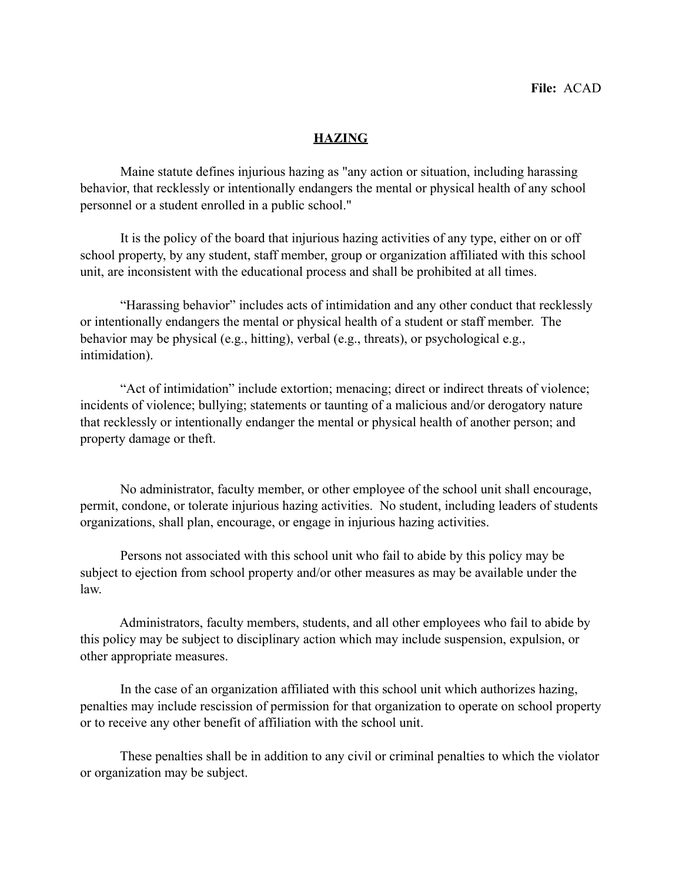**File:** ACAD

# HAZING

Maine statute defines injurious hazing as "any action or situation, including harassing behavior, that recklessly or intentionally endangers the mental or physical health of any school personnel or a student enrolled in a public school."

It is the policy of the board that injurious hazing activities of any type, either on or off school property, by any student, staff member, group or organization affiliated with this school unit, are inconsistent with the educational process and shall be prohibited at all times.

"Harassing behavior" includes acts of intimidation and any other conduct that recklessly or intentionally endangers the mental or physical health of a student or staff member. The behavior may be physical (e.g., hitting), verbal (e.g., threats), or psychological e.g., intimidation).

"Act of intimidation" include extortion; menacing; direct or indirect threats of violence; incidents of violence; bullying; statements or taunting of a malicious and/or derogatory nature that recklessly or intentionally endanger the mental or physical health of another person; and property damage or theft.

No administrator, faculty member, or other employee of the school unit shall encourage, permit, condone, or tolerate injurious hazing activities. No student, including leaders of students organizations, shall plan, encourage, or engage in injurious hazing activities.

Persons not associated with this school unit who fail to abide by this policy may be subject to ejection from school property and/or other measures as may be available under the law.

Administrators, faculty members, students, and all other employees who fail to abide by this policy may be subject to disciplinary action which may include suspension, expulsion, or other appropriate measures.

In the case of an organization affiliated with this school unit which authorizes hazing, penalties may include rescission of permission for that organization to operate on school property or to receive any other benefit of affiliation with the school unit.

These penalties shall be in addition to any civil or criminal penalties to which the violator or organization may be subject.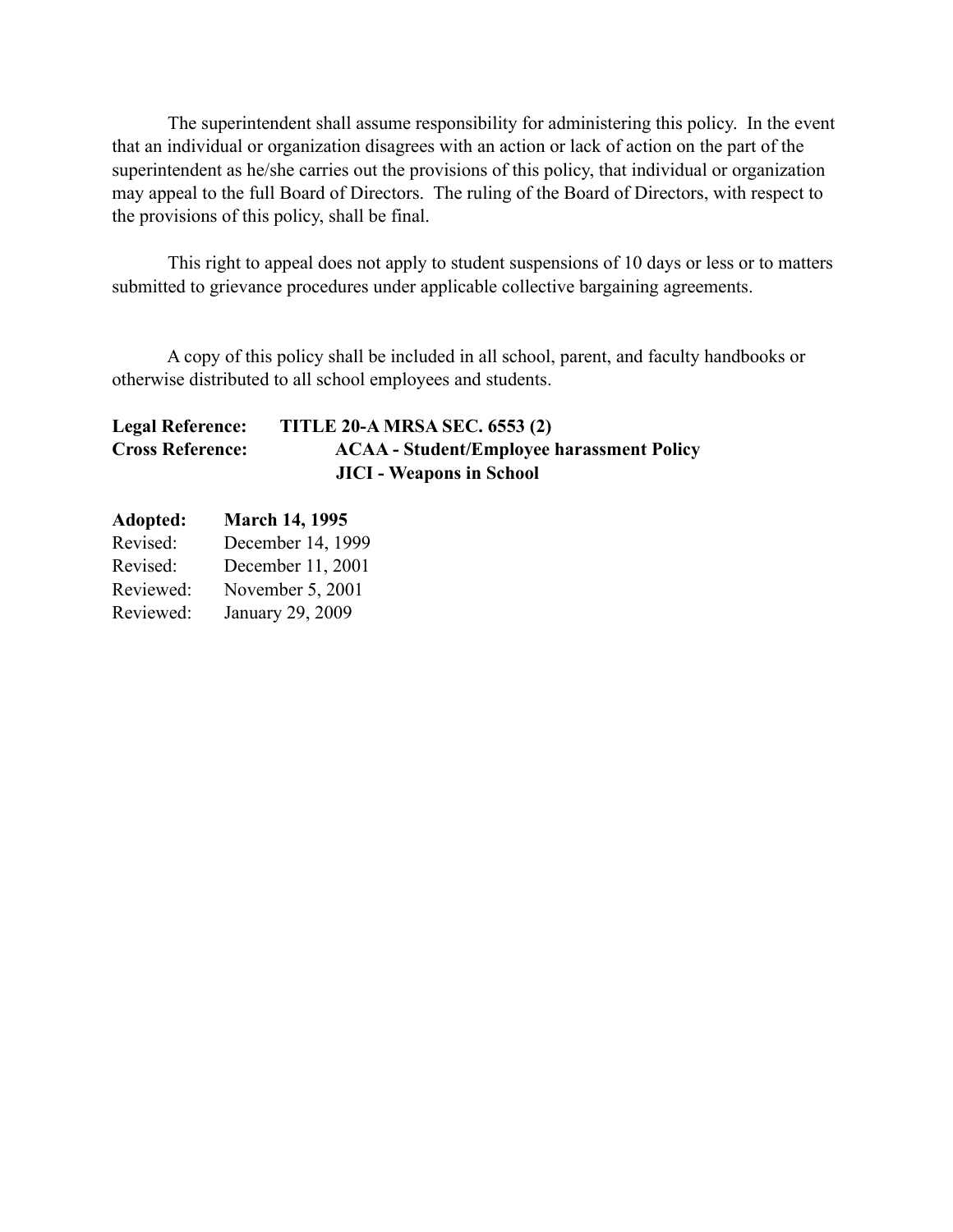The superintendent shall assume responsibility for administering this policy. In the event that an individual or organization disagrees with an action or lack of action on the part of the superintendent as he/she carries out the provisions of this policy, that individual or organization may appeal to the full Board of Directors. The ruling of the Board of Directors, with respect to the provisions of this policy, shall be final.

This right to appeal does not apply to student suspensions of 10 days or less or to matters submitted to grievance procedures under applicable collective bargaining agreements.

A copy of this policy shall be included in all school, parent, and faculty handbooks or otherwise distributed to all school employees and students.

**Legal Reference:** **TITLE 20-A MRSA SEC. 6553 (2)**
**Cross Reference:** **ACAA - Student/Employee harassment Policy**
**JICI - Weapons in School**

**Adopted:** **March 14, 1995**
Revised: December 14, 1999
Revised: December 11, 2001
Reviewed: November 5, 2001
Reviewed: January 29, 2009